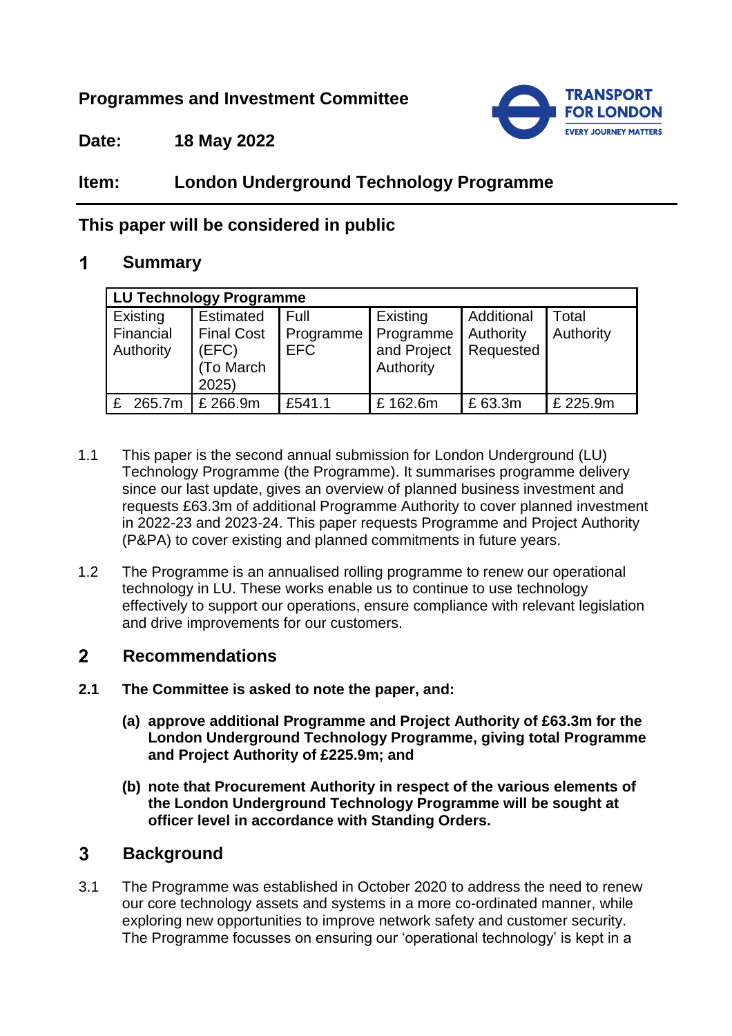**Programmes and Investment Committee**

**Date:** 18 May 2022

**Item:** London Underground Technology Programme

**This paper will be considered in public**

## 1 Summary

| LU Technology Programme | | | | | |
|---|---|---|---|---|---|
| Existing Financial Authority | Estimated Final Cost (EFC) (To March 2025) | Full Programme EFC | Existing Programme and Project Authority | Additional Authority Requested | Total Authority |
| £ 265.7m | £ 266.9m | £541.1 | £ 162.6m | £ 63.3m | £ 225.9m |

1.1 This paper is the second annual submission for London Underground (LU) Technology Programme (the Programme). It summarises programme delivery since our last update, gives an overview of planned business investment and requests £63.3m of additional Programme Authority to cover planned investment in 2022-23 and 2023-24. This paper requests Programme and Project Authority (P&PA) to cover existing and planned commitments in future years.

1.2 The Programme is an annualised rolling programme to renew our operational technology in LU. These works enable us to continue to use technology effectively to support our operations, ensure compliance with relevant legislation and drive improvements for our customers.

## 2 Recommendations

**2.1 The Committee is asked to note the paper, and:**

**(a) approve additional Programme and Project Authority of £63.3m for the London Underground Technology Programme, giving total Programme and Project Authority of £225.9m; and**

**(b) note that Procurement Authority in respect of the various elements of the London Underground Technology Programme will be sought at officer level in accordance with Standing Orders.**

## 3 Background

3.1 The Programme was established in October 2020 to address the need to renew our core technology assets and systems in a more co-ordinated manner, while exploring new opportunities to improve network safety and customer security. The Programme focusses on ensuring our 'operational technology' is kept in a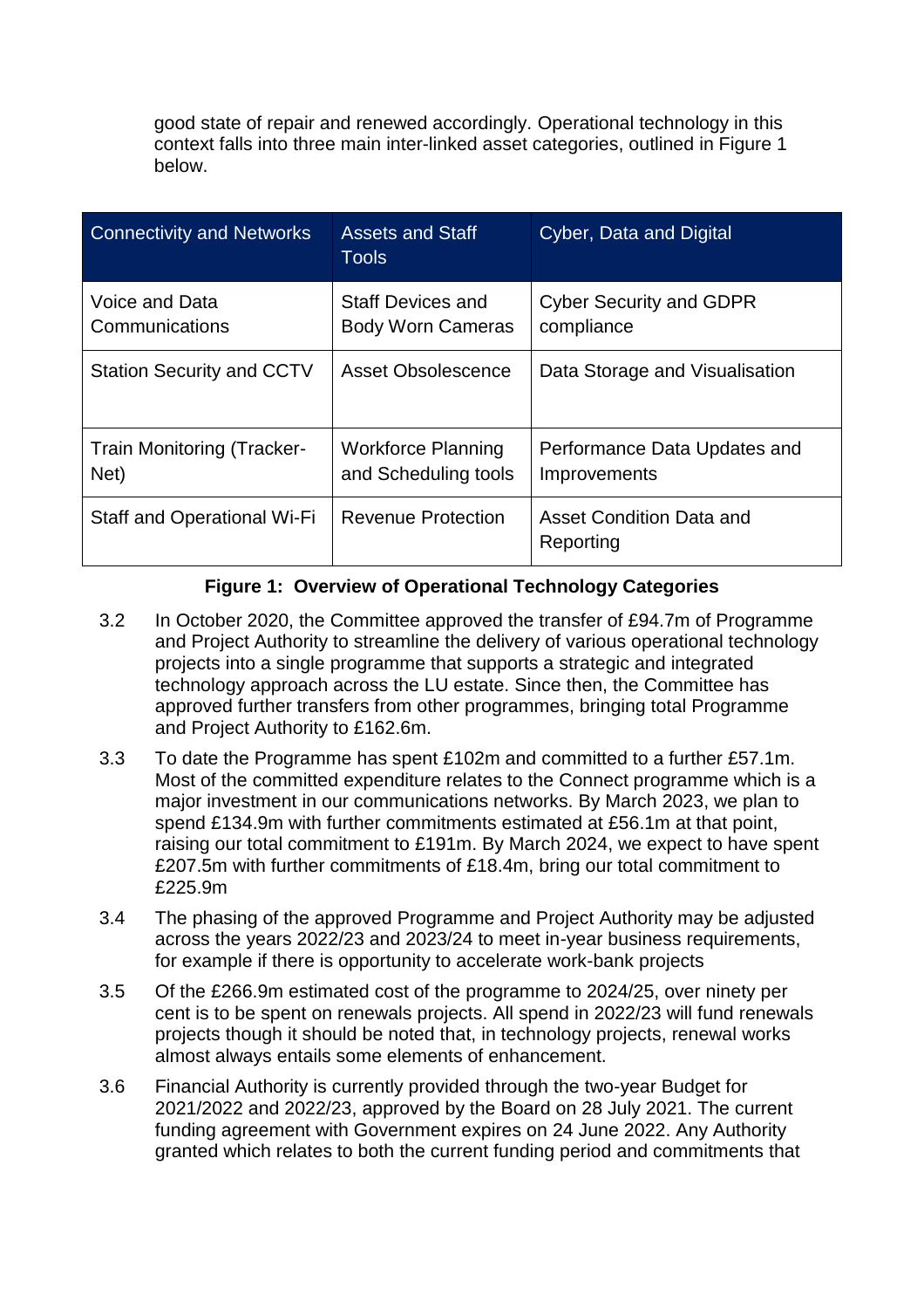good state of repair and renewed accordingly. Operational technology in this context falls into three main inter-linked asset categories, outlined in Figure 1 below.

| Connectivity and Networks | Assets and Staff Tools | Cyber, Data and Digital |
| --- | --- | --- |
| Voice and Data Communications | Staff Devices and Body Worn Cameras | Cyber Security and GDPR compliance |
| Station Security and CCTV | Asset Obsolescence | Data Storage and Visualisation |
| Train Monitoring (Tracker-Net) | Workforce Planning and Scheduling tools | Performance Data Updates and Improvements |
| Staff and Operational Wi-Fi | Revenue Protection | Asset Condition Data and Reporting |

**Figure 1: Overview of Operational Technology Categories**

3.2 In October 2020, the Committee approved the transfer of £94.7m of Programme and Project Authority to streamline the delivery of various operational technology projects into a single programme that supports a strategic and integrated technology approach across the LU estate. Since then, the Committee has approved further transfers from other programmes, bringing total Programme and Project Authority to £162.6m.

3.3 To date the Programme has spent £102m and committed to a further £57.1m. Most of the committed expenditure relates to the Connect programme which is a major investment in our communications networks. By March 2023, we plan to spend £134.9m with further commitments estimated at £56.1m at that point, raising our total commitment to £191m. By March 2024, we expect to have spent £207.5m with further commitments of £18.4m, bring our total commitment to £225.9m

3.4 The phasing of the approved Programme and Project Authority may be adjusted across the years 2022/23 and 2023/24 to meet in-year business requirements, for example if there is opportunity to accelerate work-bank projects

3.5 Of the £266.9m estimated cost of the programme to 2024/25, over ninety per cent is to be spent on renewals projects. All spend in 2022/23 will fund renewals projects though it should be noted that, in technology projects, renewal works almost always entails some elements of enhancement.

3.6 Financial Authority is currently provided through the two-year Budget for 2021/2022 and 2022/23, approved by the Board on 28 July 2021. The current funding agreement with Government expires on 24 June 2022. Any Authority granted which relates to both the current funding period and commitments that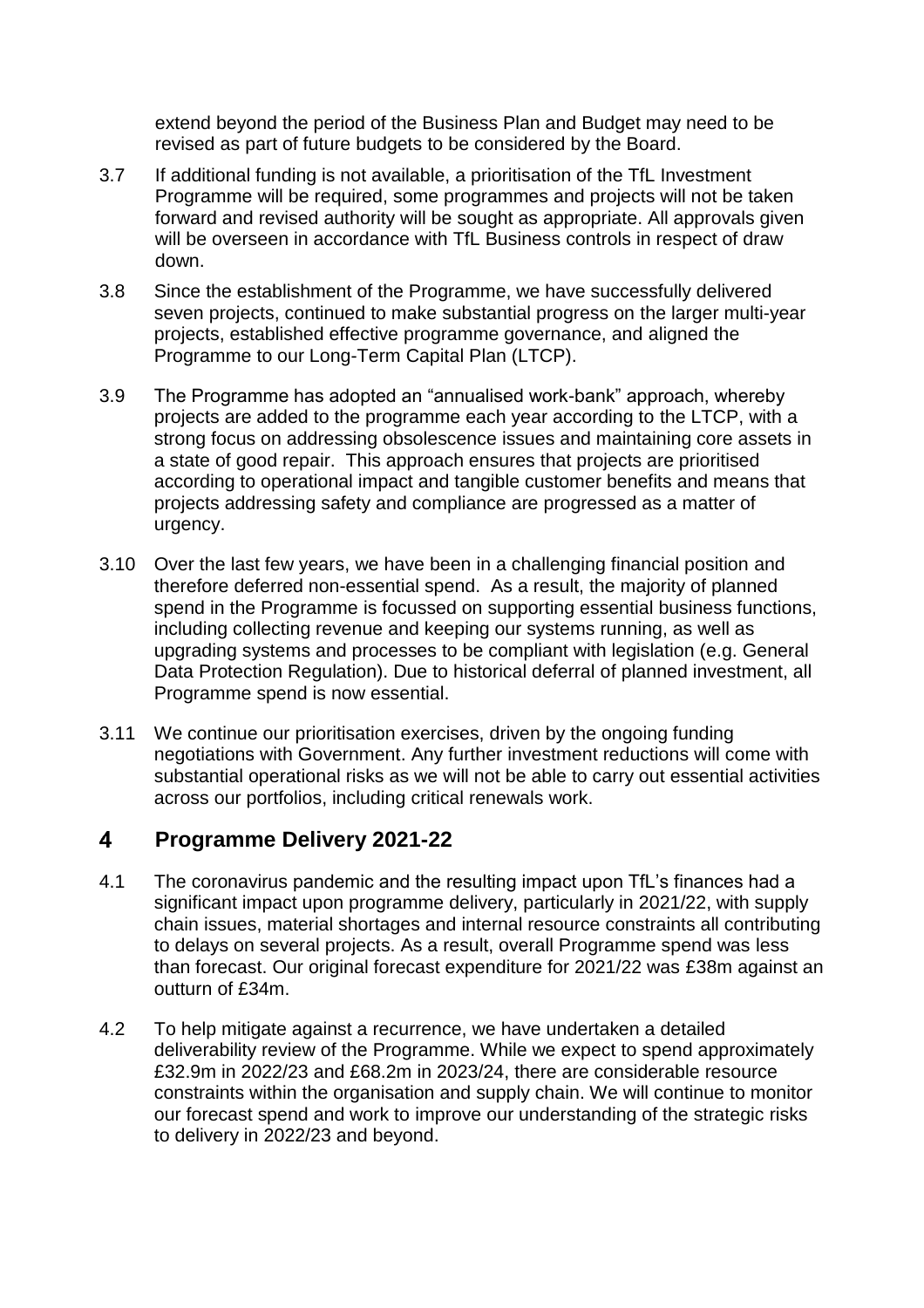extend beyond the period of the Business Plan and Budget may need to be revised as part of future budgets to be considered by the Board.

3.7 If additional funding is not available, a prioritisation of the TfL Investment Programme will be required, some programmes and projects will not be taken forward and revised authority will be sought as appropriate. All approvals given will be overseen in accordance with TfL Business controls in respect of draw down.

3.8 Since the establishment of the Programme, we have successfully delivered seven projects, continued to make substantial progress on the larger multi-year projects, established effective programme governance, and aligned the Programme to our Long-Term Capital Plan (LTCP).

3.9 The Programme has adopted an "annualised work-bank" approach, whereby projects are added to the programme each year according to the LTCP, with a strong focus on addressing obsolescence issues and maintaining core assets in a state of good repair. This approach ensures that projects are prioritised according to operational impact and tangible customer benefits and means that projects addressing safety and compliance are progressed as a matter of urgency.

3.10 Over the last few years, we have been in a challenging financial position and therefore deferred non-essential spend. As a result, the majority of planned spend in the Programme is focussed on supporting essential business functions, including collecting revenue and keeping our systems running, as well as upgrading systems and processes to be compliant with legislation (e.g. General Data Protection Regulation). Due to historical deferral of planned investment, all Programme spend is now essential.

3.11 We continue our prioritisation exercises, driven by the ongoing funding negotiations with Government. Any further investment reductions will come with substantial operational risks as we will not be able to carry out essential activities across our portfolios, including critical renewals work.

# 4 Programme Delivery 2021-22

4.1 The coronavirus pandemic and the resulting impact upon TfL's finances had a significant impact upon programme delivery, particularly in 2021/22, with supply chain issues, material shortages and internal resource constraints all contributing to delays on several projects. As a result, overall Programme spend was less than forecast. Our original forecast expenditure for 2021/22 was £38m against an outturn of £34m.

4.2 To help mitigate against a recurrence, we have undertaken a detailed deliverability review of the Programme. While we expect to spend approximately £32.9m in 2022/23 and £68.2m in 2023/24, there are considerable resource constraints within the organisation and supply chain. We will continue to monitor our forecast spend and work to improve our understanding of the strategic risks to delivery in 2022/23 and beyond.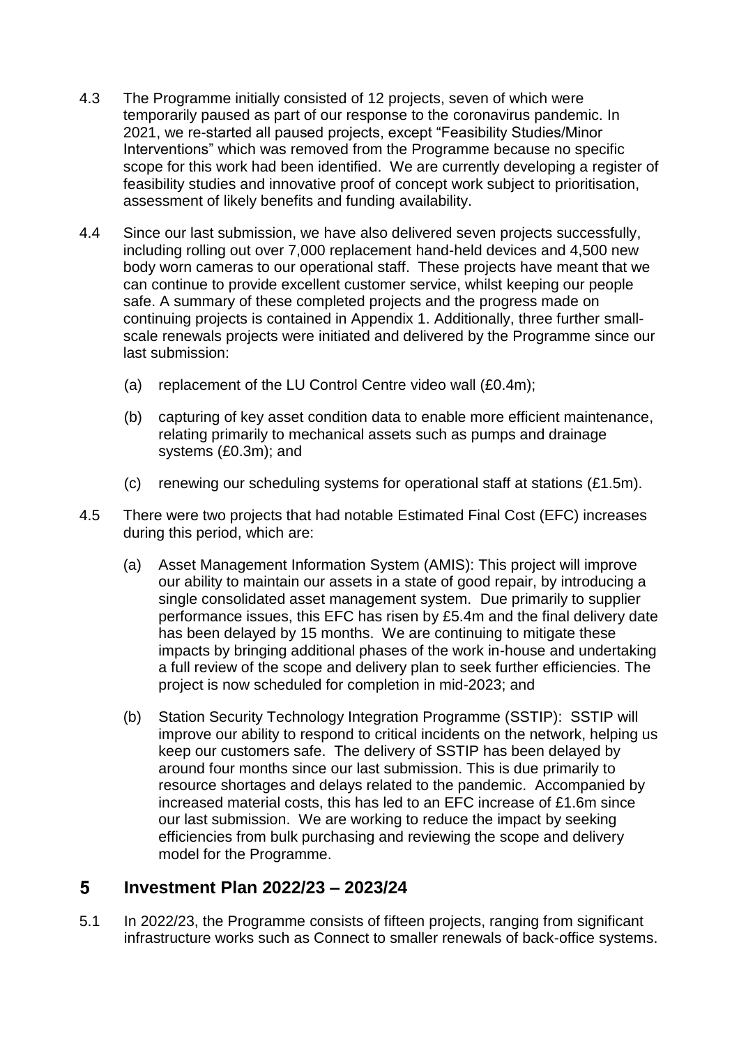4.3 The Programme initially consisted of 12 projects, seven of which were temporarily paused as part of our response to the coronavirus pandemic. In 2021, we re-started all paused projects, except "Feasibility Studies/Minor Interventions" which was removed from the Programme because no specific scope for this work had been identified. We are currently developing a register of feasibility studies and innovative proof of concept work subject to prioritisation, assessment of likely benefits and funding availability.

4.4 Since our last submission, we have also delivered seven projects successfully, including rolling out over 7,000 replacement hand-held devices and 4,500 new body worn cameras to our operational staff. These projects have meant that we can continue to provide excellent customer service, whilst keeping our people safe. A summary of these completed projects and the progress made on continuing projects is contained in Appendix 1. Additionally, three further small-scale renewals projects were initiated and delivered by the Programme since our last submission:

(a) replacement of the LU Control Centre video wall (£0.4m);

(b) capturing of key asset condition data to enable more efficient maintenance, relating primarily to mechanical assets such as pumps and drainage systems (£0.3m); and

(c) renewing our scheduling systems for operational staff at stations (£1.5m).

4.5 There were two projects that had notable Estimated Final Cost (EFC) increases during this period, which are:

(a) Asset Management Information System (AMIS): This project will improve our ability to maintain our assets in a state of good repair, by introducing a single consolidated asset management system. Due primarily to supplier performance issues, this EFC has risen by £5.4m and the final delivery date has been delayed by 15 months. We are continuing to mitigate these impacts by bringing additional phases of the work in-house and undertaking a full review of the scope and delivery plan to seek further efficiencies. The project is now scheduled for completion in mid-2023; and

(b) Station Security Technology Integration Programme (SSTIP): SSTIP will improve our ability to respond to critical incidents on the network, helping us keep our customers safe. The delivery of SSTIP has been delayed by around four months since our last submission. This is due primarily to resource shortages and delays related to the pandemic. Accompanied by increased material costs, this has led to an EFC increase of £1.6m since our last submission. We are working to reduce the impact by seeking efficiencies from bulk purchasing and reviewing the scope and delivery model for the Programme.

## 5 Investment Plan 2022/23 – 2023/24

5.1 In 2022/23, the Programme consists of fifteen projects, ranging from significant infrastructure works such as Connect to smaller renewals of back-office systems.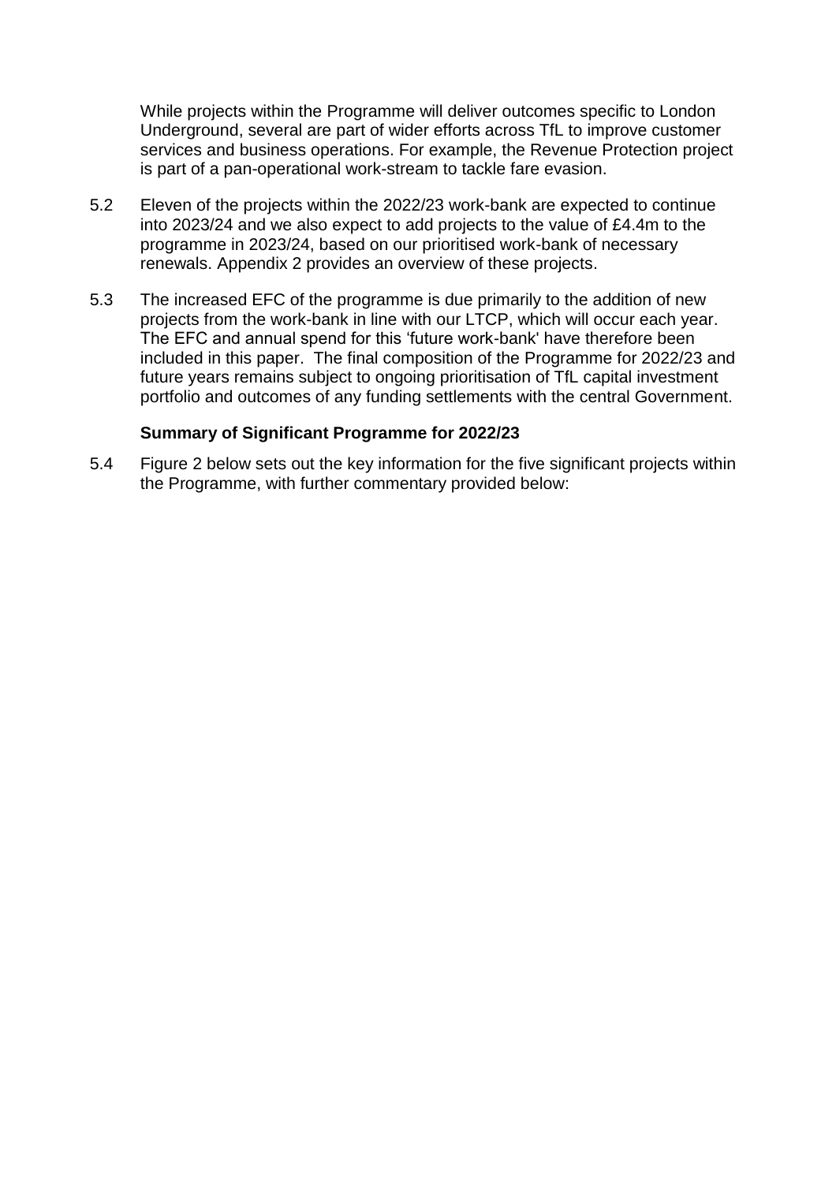While projects within the Programme will deliver outcomes specific to London Underground, several are part of wider efforts across TfL to improve customer services and business operations. For example, the Revenue Protection project is part of a pan-operational work-stream to tackle fare evasion.

5.2 Eleven of the projects within the 2022/23 work-bank are expected to continue into 2023/24 and we also expect to add projects to the value of £4.4m to the programme in 2023/24, based on our prioritised work-bank of necessary renewals. Appendix 2 provides an overview of these projects.

5.3 The increased EFC of the programme is due primarily to the addition of new projects from the work-bank in line with our LTCP, which will occur each year. The EFC and annual spend for this 'future work-bank' have therefore been included in this paper. The final composition of the Programme for 2022/23 and future years remains subject to ongoing prioritisation of TfL capital investment portfolio and outcomes of any funding settlements with the central Government.

**Summary of Significant Programme for 2022/23**

5.4 Figure 2 below sets out the key information for the five significant projects within the Programme, with further commentary provided below: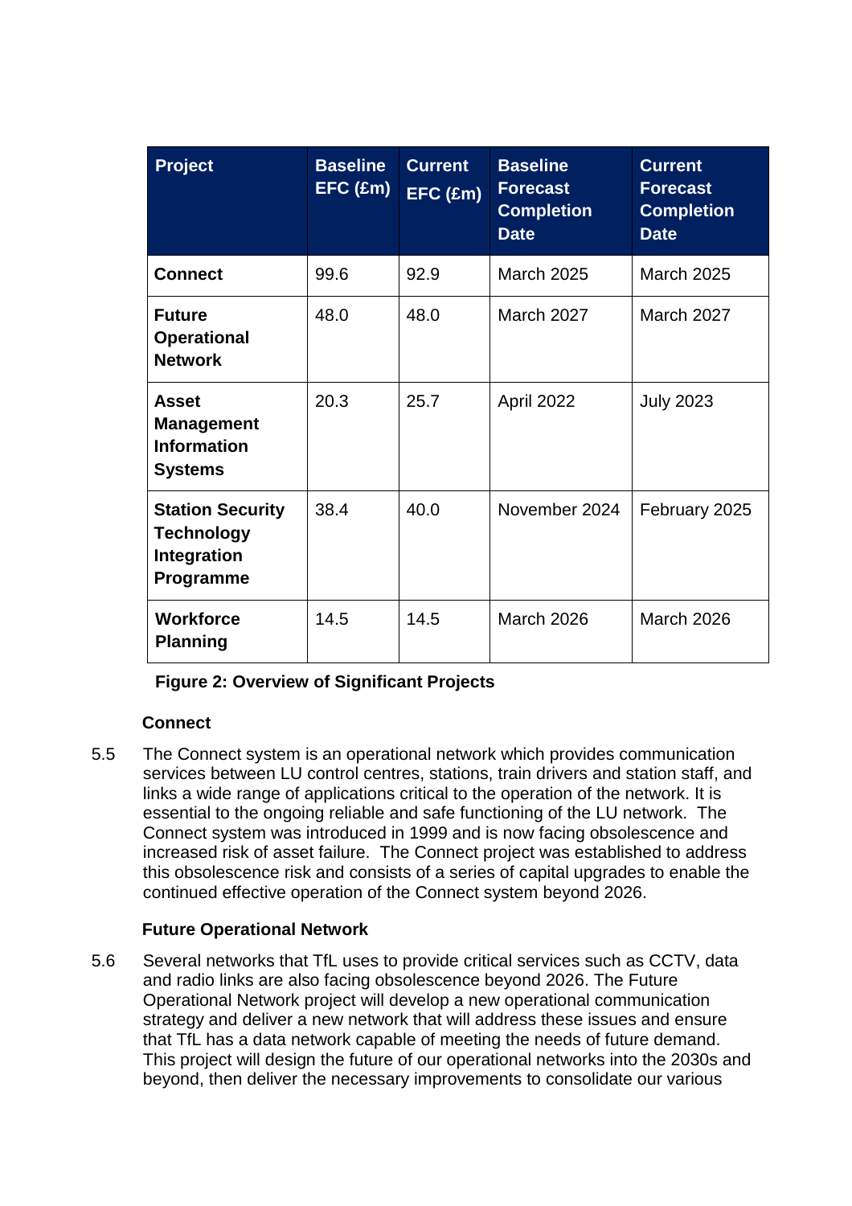| Project | Baseline EFC (£m) | Current EFC (£m) | Baseline Forecast Completion Date | Current Forecast Completion Date |
|---|---|---|---|---|
| **Connect** | 99.6 | 92.9 | March 2025 | March 2025 |
| **Future Operational Network** | 48.0 | 48.0 | March 2027 | March 2027 |
| **Asset Management Information Systems** | 20.3 | 25.7 | April 2022 | July 2023 |
| **Station Security Technology Integration Programme** | 38.4 | 40.0 | November 2024 | February 2025 |
| **Workforce Planning** | 14.5 | 14.5 | March 2026 | March 2026 |

**Figure 2: Overview of Significant Projects**

### Connect

5.5 The Connect system is an operational network which provides communication services between LU control centres, stations, train drivers and station staff, and links a wide range of applications critical to the operation of the network. It is essential to the ongoing reliable and safe functioning of the LU network. The Connect system was introduced in 1999 and is now facing obsolescence and increased risk of asset failure. The Connect project was established to address this obsolescence risk and consists of a series of capital upgrades to enable the continued effective operation of the Connect system beyond 2026.

### Future Operational Network

5.6 Several networks that TfL uses to provide critical services such as CCTV, data and radio links are also facing obsolescence beyond 2026. The Future Operational Network project will develop a new operational communication strategy and deliver a new network that will address these issues and ensure that TfL has a data network capable of meeting the needs of future demand. This project will design the future of our operational networks into the 2030s and beyond, then deliver the necessary improvements to consolidate our various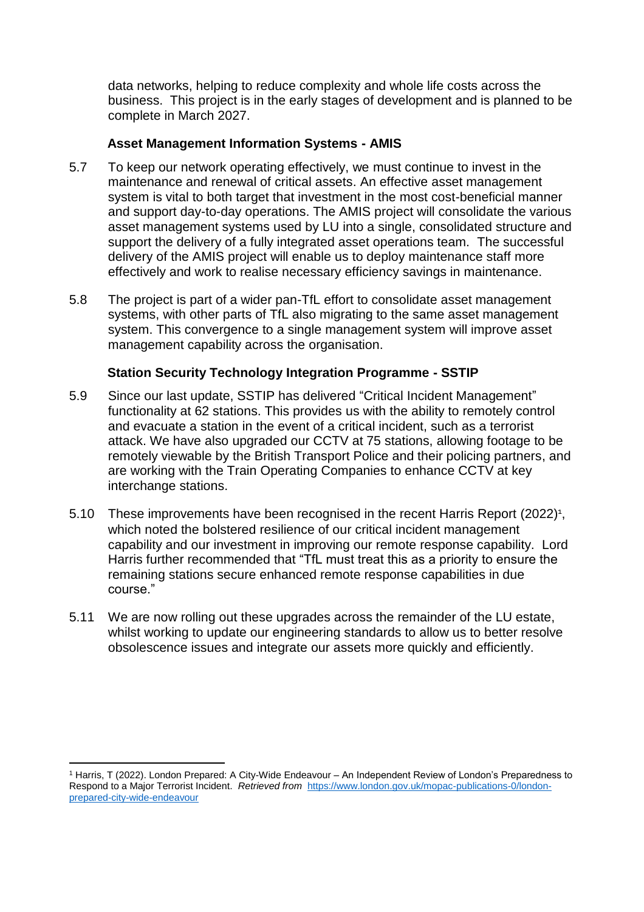data networks, helping to reduce complexity and whole life costs across the business. This project is in the early stages of development and is planned to be complete in March 2027.

### Asset Management Information Systems - AMIS

5.7 To keep our network operating effectively, we must continue to invest in the maintenance and renewal of critical assets. An effective asset management system is vital to both target that investment in the most cost-beneficial manner and support day-to-day operations. The AMIS project will consolidate the various asset management systems used by LU into a single, consolidated structure and support the delivery of a fully integrated asset operations team. The successful delivery of the AMIS project will enable us to deploy maintenance staff more effectively and work to realise necessary efficiency savings in maintenance.

5.8 The project is part of a wider pan-TfL effort to consolidate asset management systems, with other parts of TfL also migrating to the same asset management system. This convergence to a single management system will improve asset management capability across the organisation.

### Station Security Technology Integration Programme - SSTIP

5.9 Since our last update, SSTIP has delivered "Critical Incident Management" functionality at 62 stations. This provides us with the ability to remotely control and evacuate a station in the event of a critical incident, such as a terrorist attack. We have also upgraded our CCTV at 75 stations, allowing footage to be remotely viewable by the British Transport Police and their policing partners, and are working with the Train Operating Companies to enhance CCTV at key interchange stations.

5.10 These improvements have been recognised in the recent Harris Report (2022)[1], which noted the bolstered resilience of our critical incident management capability and our investment in improving our remote response capability. Lord Harris further recommended that "TfL must treat this as a priority to ensure the remaining stations secure enhanced remote response capabilities in due course."

5.11 We are now rolling out these upgrades across the remainder of the LU estate, whilst working to update our engineering standards to allow us to better resolve obsolescence issues and integrate our assets more quickly and efficiently.

---

[1] Harris, T (2022). London Prepared: A City-Wide Endeavour – An Independent Review of London's Preparedness to Respond to a Major Terrorist Incident. *Retrieved from* https://www.london.gov.uk/mopac-publications-0/london-prepared-city-wide-endeavour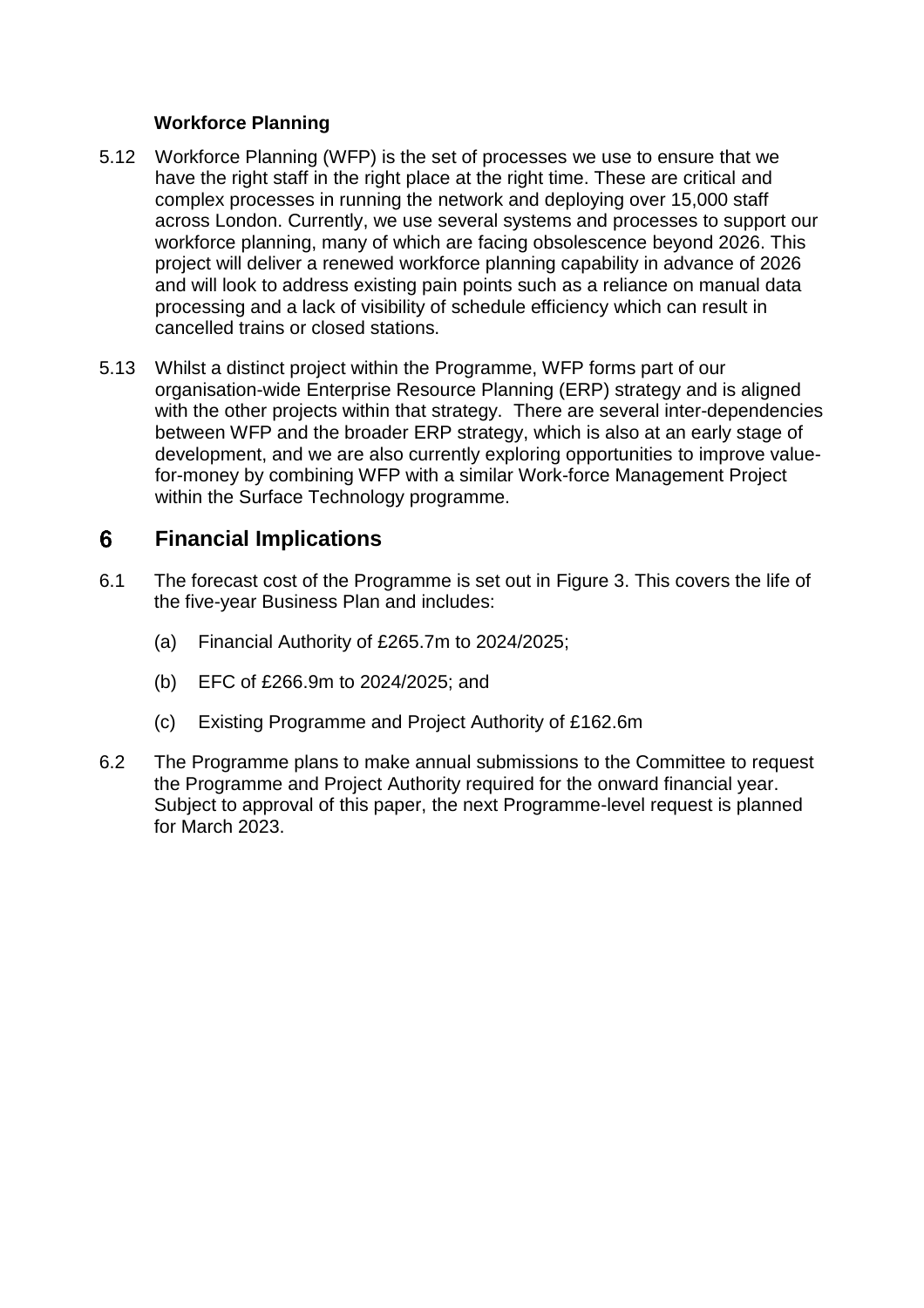### Workforce Planning

5.12 Workforce Planning (WFP) is the set of processes we use to ensure that we have the right staff in the right place at the right time. These are critical and complex processes in running the network and deploying over 15,000 staff across London. Currently, we use several systems and processes to support our workforce planning, many of which are facing obsolescence beyond 2026. This project will deliver a renewed workforce planning capability in advance of 2026 and will look to address existing pain points such as a reliance on manual data processing and a lack of visibility of schedule efficiency which can result in cancelled trains or closed stations.

5.13 Whilst a distinct project within the Programme, WFP forms part of our organisation-wide Enterprise Resource Planning (ERP) strategy and is aligned with the other projects within that strategy. There are several inter-dependencies between WFP and the broader ERP strategy, which is also at an early stage of development, and we are also currently exploring opportunities to improve value-for-money by combining WFP with a similar Work-force Management Project within the Surface Technology programme.

## 6 Financial Implications

6.1 The forecast cost of the Programme is set out in Figure 3. This covers the life of the five-year Business Plan and includes:

(a) Financial Authority of £265.7m to 2024/2025;

(b) EFC of £266.9m to 2024/2025; and

(c) Existing Programme and Project Authority of £162.6m

6.2 The Programme plans to make annual submissions to the Committee to request the Programme and Project Authority required for the onward financial year. Subject to approval of this paper, the next Programme-level request is planned for March 2023.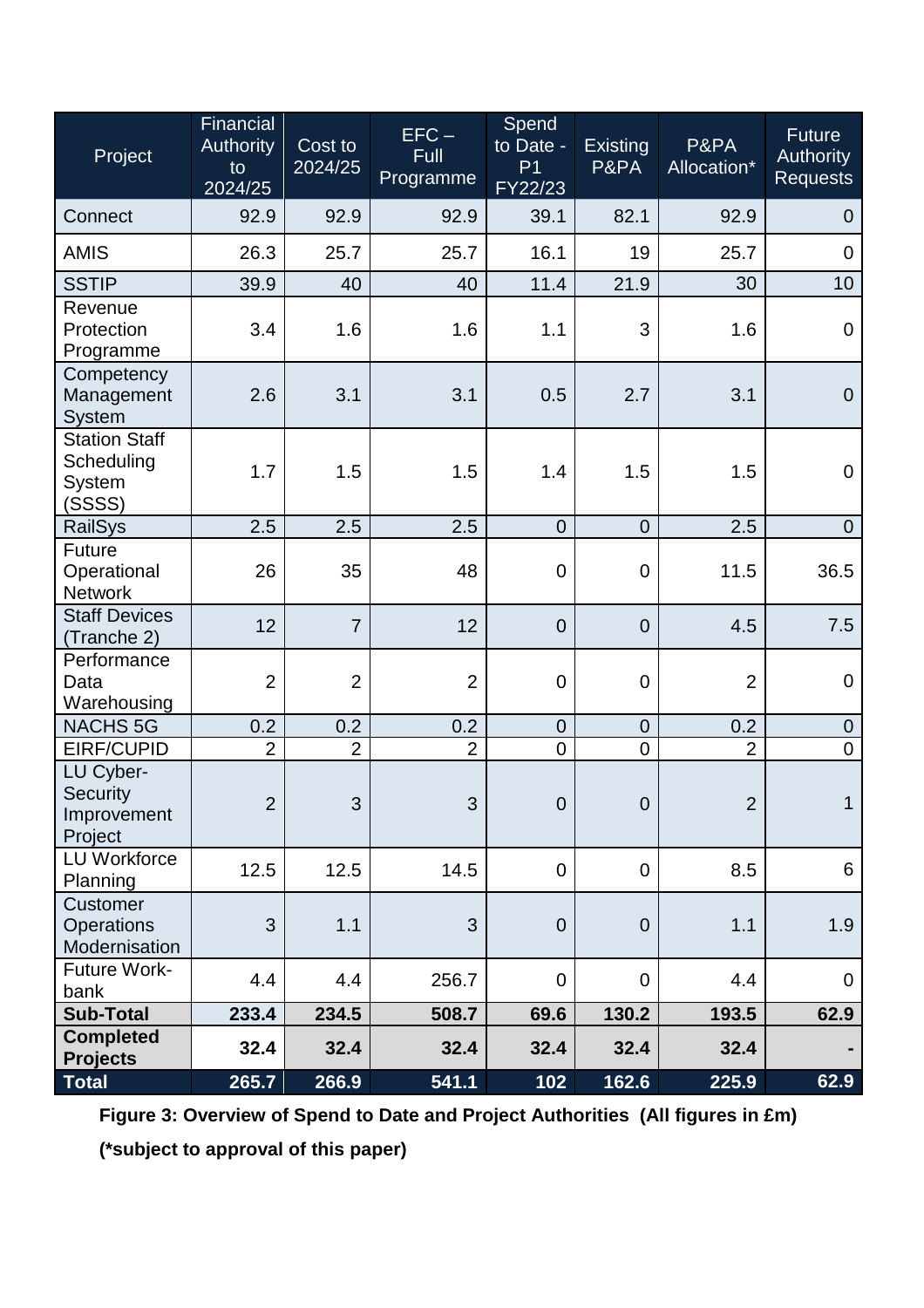| Project | Financial Authority to 2024/25 | Cost to 2024/25 | EFC – Full Programme | Spend to Date - P1 FY22/23 | Existing P&PA | P&PA Allocation* | Future Authority Requests |
|---|---|---|---|---|---|---|---|
| Connect | 92.9 | 92.9 | 92.9 | 39.1 | 82.1 | 92.9 | 0 |
| AMIS | 26.3 | 25.7 | 25.7 | 16.1 | 19 | 25.7 | 0 |
| SSTIP | 39.9 | 40 | 40 | 11.4 | 21.9 | 30 | 10 |
| Revenue Protection Programme | 3.4 | 1.6 | 1.6 | 1.1 | 3 | 1.6 | 0 |
| Competency Management System | 2.6 | 3.1 | 3.1 | 0.5 | 2.7 | 3.1 | 0 |
| Station Staff Scheduling System (SSSS) | 1.7 | 1.5 | 1.5 | 1.4 | 1.5 | 1.5 | 0 |
| RailSys | 2.5 | 2.5 | 2.5 | 0 | 0 | 2.5 | 0 |
| Future Operational Network | 26 | 35 | 48 | 0 | 0 | 11.5 | 36.5 |
| Staff Devices (Tranche 2) | 12 | 7 | 12 | 0 | 0 | 4.5 | 7.5 |
| Performance Data Warehousing | 2 | 2 | 2 | 0 | 0 | 2 | 0 |
| NACHS 5G | 0.2 | 0.2 | 0.2 | 0 | 0 | 0.2 | 0 |
| EIRF/CUPID | 2 | 2 | 2 | 0 | 0 | 2 | 0 |
| LU Cyber-Security Improvement Project | 2 | 3 | 3 | 0 | 0 | 2 | 1 |
| LU Workforce Planning | 12.5 | 12.5 | 14.5 | 0 | 0 | 8.5 | 6 |
| Customer Operations Modernisation | 3 | 1.1 | 3 | 0 | 0 | 1.1 | 1.9 |
| Future Work-bank | 4.4 | 4.4 | 256.7 | 0 | 0 | 4.4 | 0 |
| **Sub-Total** | **233.4** | **234.5** | **508.7** | **69.6** | **130.2** | **193.5** | **62.9** |
| **Completed Projects** | **32.4** | **32.4** | **32.4** | **32.4** | **32.4** | **32.4** | **-** |
| **Total** | **265.7** | **266.9** | **541.1** | **102** | **162.6** | **225.9** | **62.9** |

**Figure 3: Overview of Spend to Date and Project Authorities (All figures in £m)**

**(*subject to approval of this paper)**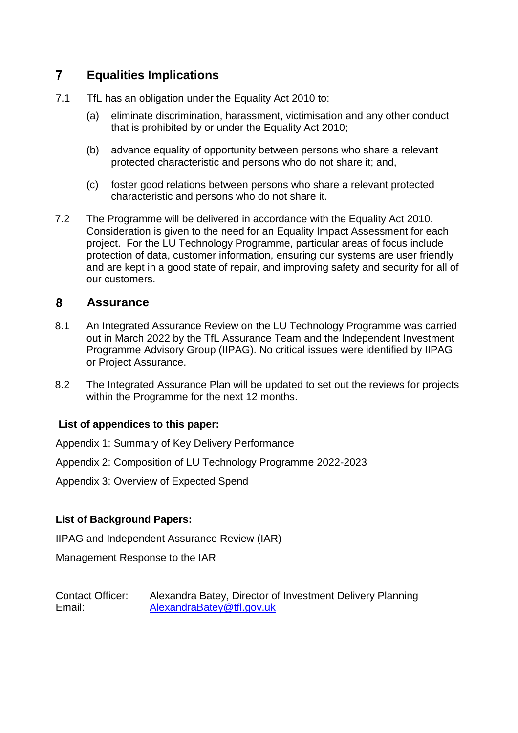## 7 Equalities Implications

7.1 TfL has an obligation under the Equality Act 2010 to:

(a) eliminate discrimination, harassment, victimisation and any other conduct that is prohibited by or under the Equality Act 2010;

(b) advance equality of opportunity between persons who share a relevant protected characteristic and persons who do not share it; and,

(c) foster good relations between persons who share a relevant protected characteristic and persons who do not share it.

7.2 The Programme will be delivered in accordance with the Equality Act 2010. Consideration is given to the need for an Equality Impact Assessment for each project. For the LU Technology Programme, particular areas of focus include protection of data, customer information, ensuring our systems are user friendly and are kept in a good state of repair, and improving safety and security for all of our customers.

## 8 Assurance

8.1 An Integrated Assurance Review on the LU Technology Programme was carried out in March 2022 by the TfL Assurance Team and the Independent Investment Programme Advisory Group (IIPAG). No critical issues were identified by IIPAG or Project Assurance.

8.2 The Integrated Assurance Plan will be updated to set out the reviews for projects within the Programme for the next 12 months.

**List of appendices to this paper:**

Appendix 1: Summary of Key Delivery Performance

Appendix 2: Composition of LU Technology Programme 2022-2023

Appendix 3: Overview of Expected Spend

**List of Background Papers:**

IIPAG and Independent Assurance Review (IAR)

Management Response to the IAR

Contact Officer: Alexandra Batey, Director of Investment Delivery Planning
Email: AlexandraBatey@tfl.gov.uk